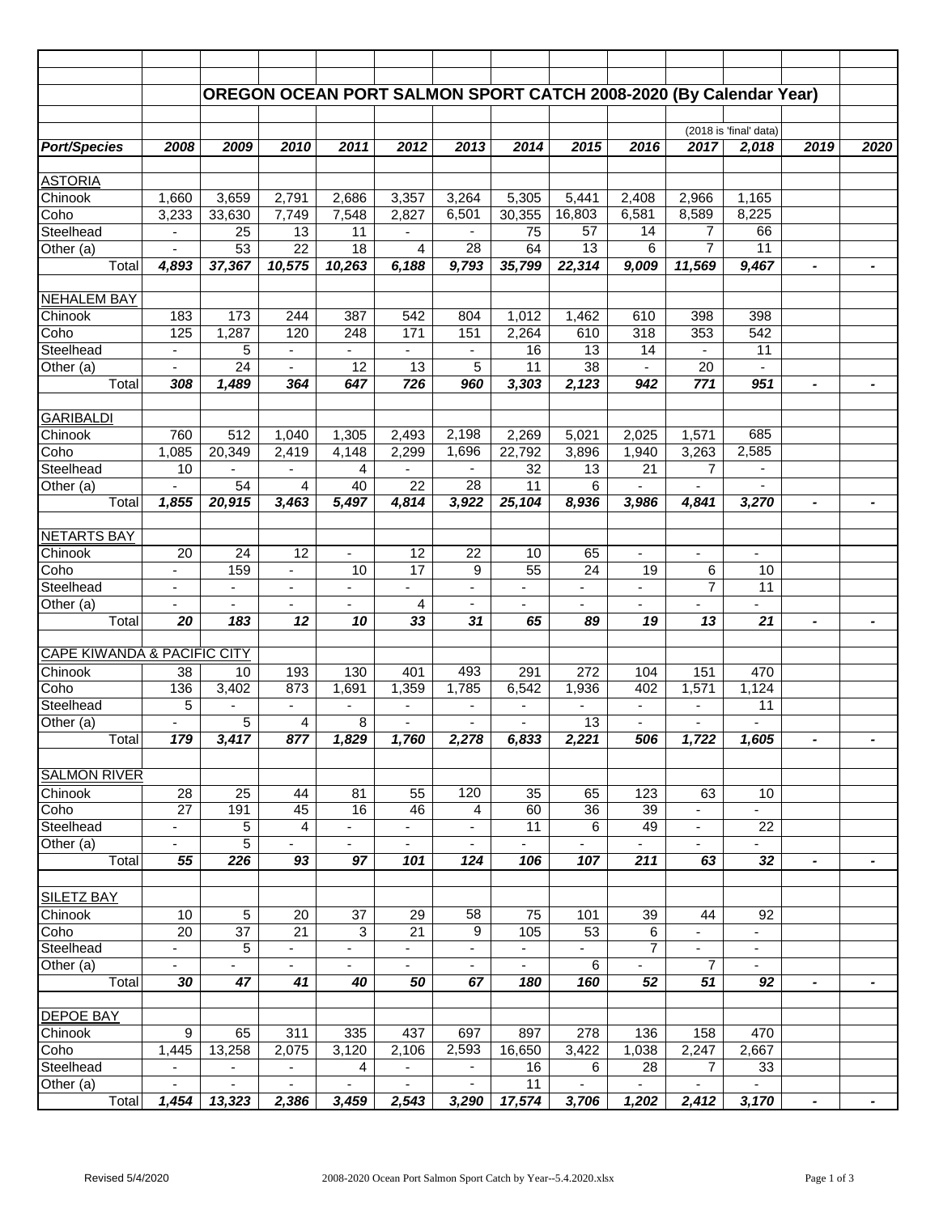# OREGON OCEAN PORT SALMON SPORT CATCH 2008-2020 (By Calendar Year)

(2018 is 'final' data)

| Port/Species | 2008 | 2009 | 2010 | 2011 | 2012 | 2013 | 2014 | 2015 | 2016 | 2017 | 2,018 | 2019 | 2020 |
|---|---|---|---|---|---|---|---|---|---|---|---|---|---|
| **ASTORIA** | | | | | | | | | | | | | |
| Chinook | 1,660 | 3,659 | 2,791 | 2,686 | 3,357 | 3,264 | 5,305 | 5,441 | 2,408 | 2,966 | 1,165 | | |
| Coho | 3,233 | 33,630 | 7,749 | 7,548 | 2,827 | 6,501 | 30,355 | 16,803 | 6,581 | 8,589 | 8,225 | | |
| Steelhead | - | 25 | 13 | 11 | - | - | 75 | 57 | 14 | 7 | 66 | | |
| Other (a) | - | 53 | 22 | 18 | 4 | 28 | 64 | 13 | 6 | 7 | 11 | | |
| Total | *4,893* | *37,367* | *10,575* | *10,263* | *6,188* | *9,793* | *35,799* | *22,314* | *9,009* | *11,569* | *9,467* | - | - |
| **NEHALEM BAY** | | | | | | | | | | | | | |
| Chinook | 183 | 173 | 244 | 387 | 542 | 804 | 1,012 | 1,462 | 610 | 398 | 398 | | |
| Coho | 125 | 1,287 | 120 | 248 | 171 | 151 | 2,264 | 610 | 318 | 353 | 542 | | |
| Steelhead | - | 5 | - | - | - | - | 16 | 13 | 14 | - | 11 | | |
| Other (a) | - | 24 | - | 12 | 13 | 5 | 11 | 38 | - | 20 | - | | |
| Total | *308* | *1,489* | *364* | *647* | *726* | *960* | *3,303* | *2,123* | *942* | *771* | *951* | - | - |
| **GARIBALDI** | | | | | | | | | | | | | |
| Chinook | 760 | 512 | 1,040 | 1,305 | 2,493 | 2,198 | 2,269 | 5,021 | 2,025 | 1,571 | 685 | | |
| Coho | 1,085 | 20,349 | 2,419 | 4,148 | 2,299 | 1,696 | 22,792 | 3,896 | 1,940 | 3,263 | 2,585 | | |
| Steelhead | 10 | - | - | 4 | - | - | 32 | 13 | 21 | 7 | - | | |
| Other (a) | - | 54 | 4 | 40 | 22 | 28 | 11 | 6 | - | - | - | | |
| Total | *1,855* | *20,915* | *3,463* | *5,497* | *4,814* | *3,922* | *25,104* | *8,936* | *3,986* | *4,841* | *3,270* | - | - |
| **NETARTS BAY** | | | | | | | | | | | | | |
| Chinook | 20 | 24 | 12 | - | 12 | 22 | 10 | 65 | - | - | - | | |
| Coho | - | 159 | - | 10 | 17 | 9 | 55 | 24 | 19 | 6 | 10 | | |
| Steelhead | - | - | - | - | - | - | - | - | - | 7 | 11 | | |
| Other (a) | - | - | - | - | 4 | - | - | - | - | - | - | | |
| Total | *20* | *183* | *12* | *10* | *33* | *31* | *65* | *89* | *19* | *13* | *21* | - | - |
| **CAPE KIWANDA & PACIFIC CITY** | | | | | | | | | | | | | |
| Chinook | 38 | 10 | 193 | 130 | 401 | 493 | 291 | 272 | 104 | 151 | 470 | | |
| Coho | 136 | 3,402 | 873 | 1,691 | 1,359 | 1,785 | 6,542 | 1,936 | 402 | 1,571 | 1,124 | | |
| Steelhead | 5 | - | - | - | - | - | - | - | - | - | 11 | | |
| Other (a) | - | 5 | 4 | 8 | - | - | - | 13 | - | - | - | | |
| Total | *179* | *3,417* | *877* | *1,829* | *1,760* | *2,278* | *6,833* | *2,221* | *506* | *1,722* | *1,605* | - | - |
| **SALMON RIVER** | | | | | | | | | | | | | |
| Chinook | 28 | 25 | 44 | 81 | 55 | 120 | 35 | 65 | 123 | 63 | 10 | | |
| Coho | 27 | 191 | 45 | 16 | 46 | 4 | 60 | 36 | 39 | - | - | | |
| Steelhead | - | 5 | 4 | - | - | - | 11 | 6 | 49 | - | 22 | | |
| Other (a) | - | 5 | - | - | - | - | - | - | - | - | - | | |
| Total | *55* | *226* | *93* | *97* | *101* | *124* | *106* | *107* | *211* | *63* | *32* | - | - |
| **SILETZ BAY** | | | | | | | | | | | | | |
| Chinook | 10 | 5 | 20 | 37 | 29 | 58 | 75 | 101 | 39 | 44 | 92 | | |
| Coho | 20 | 37 | 21 | 3 | 21 | 9 | 105 | 53 | 6 | - | - | | |
| Steelhead | - | 5 | - | - | - | - | - | - | 7 | - | - | | |
| Other (a) | - | - | - | - | - | - | - | 6 | - | 7 | - | | |
| Total | *30* | *47* | *41* | *40* | *50* | *67* | *180* | *160* | *52* | *51* | *92* | - | - |
| **DEPOE BAY** | | | | | | | | | | | | | |
| Chinook | 9 | 65 | 311 | 335 | 437 | 697 | 897 | 278 | 136 | 158 | 470 | | |
| Coho | 1,445 | 13,258 | 2,075 | 3,120 | 2,106 | 2,593 | 16,650 | 3,422 | 1,038 | 2,247 | 2,667 | | |
| Steelhead | - | - | - | 4 | - | - | 16 | 6 | 28 | 7 | 33 | | |
| Other (a) | - | - | - | - | - | - | 11 | - | - | - | - | | |
| Total | *1,454* | *13,323* | *2,386* | *3,459* | *2,543* | *3,290* | *17,574* | *3,706* | *1,202* | *2,412* | *3,170* | - | - |

Revised 5/4/2020 — 2008-2020 Ocean Port Salmon Sport Catch by Year--5.4.2020.xlsx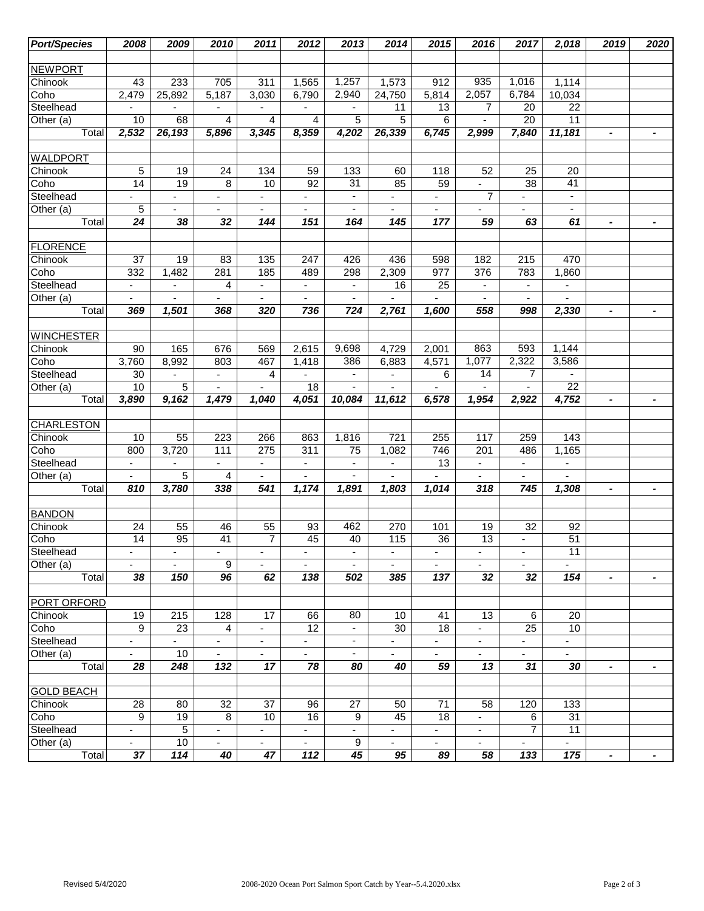| ***Port/Species*** | ***2008*** | ***2009*** | ***2010*** | ***2011*** | ***2012*** | ***2013*** | ***2014*** | ***2015*** | ***2016*** | ***2017*** | ***2,018*** | ***2019*** | ***2020*** |
|---|---|---|---|---|---|---|---|---|---|---|---|---|---|
| | | | | | | | | | | | | | |
| NEWPORT | | | | | | | | | | | | | |
| Chinook | 43 | 233 | 705 | 311 | 1,565 | 1,257 | 1,573 | 912 | 935 | 1,016 | 1,114 | | |
| Coho | 2,479 | 25,892 | 5,187 | 3,030 | 6,790 | 2,940 | 24,750 | 5,814 | 2,057 | 6,784 | 10,034 | | |
| Steelhead | - | - | - | - | - | - | 11 | 13 | 7 | 20 | 22 | | |
| Other (a) | 10 | 68 | 4 | 4 | 4 | 5 | 5 | 6 | - | 20 | 11 | | |
| Total | ***2,532*** | ***26,193*** | ***5,896*** | ***3,345*** | ***8,359*** | ***4,202*** | ***26,339*** | ***6,745*** | ***2,999*** | ***7,840*** | ***11,181*** | ***-*** | ***-*** |
| | | | | | | | | | | | | | |
| WALDPORT | | | | | | | | | | | | | |
| Chinook | 5 | 19 | 24 | 134 | 59 | 133 | 60 | 118 | 52 | 25 | 20 | | |
| Coho | 14 | 19 | 8 | 10 | 92 | 31 | 85 | 59 | - | 38 | 41 | | |
| Steelhead | - | - | - | - | - | - | - | - | 7 | - | - | | |
| Other (a) | 5 | - | - | - | - | - | - | - | - | - | - | | |
| Total | ***24*** | ***38*** | ***32*** | ***144*** | ***151*** | ***164*** | ***145*** | ***177*** | ***59*** | ***63*** | ***61*** | ***-*** | ***-*** |
| | | | | | | | | | | | | | |
| FLORENCE | | | | | | | | | | | | | |
| Chinook | 37 | 19 | 83 | 135 | 247 | 426 | 436 | 598 | 182 | 215 | 470 | | |
| Coho | 332 | 1,482 | 281 | 185 | 489 | 298 | 2,309 | 977 | 376 | 783 | 1,860 | | |
| Steelhead | - | - | 4 | - | - | - | 16 | 25 | - | - | - | | |
| Other (a) | - | - | - | - | - | - | - | - | - | - | - | | |
| Total | ***369*** | ***1,501*** | ***368*** | ***320*** | ***736*** | ***724*** | ***2,761*** | ***1,600*** | ***558*** | ***998*** | ***2,330*** | ***-*** | ***-*** |
| | | | | | | | | | | | | | |
| WINCHESTER | | | | | | | | | | | | | |
| Chinook | 90 | 165 | 676 | 569 | 2,615 | 9,698 | 4,729 | 2,001 | 863 | 593 | 1,144 | | |
| Coho | 3,760 | 8,992 | 803 | 467 | 1,418 | 386 | 6,883 | 4,571 | 1,077 | 2,322 | 3,586 | | |
| Steelhead | 30 | - | - | 4 | - | - | - | 6 | 14 | 7 | - | | |
| Other (a) | 10 | 5 | - | - | 18 | - | - | - | - | - | 22 | | |
| Total | ***3,890*** | ***9,162*** | ***1,479*** | ***1,040*** | ***4,051*** | ***10,084*** | ***11,612*** | ***6,578*** | ***1,954*** | ***2,922*** | ***4,752*** | ***-*** | ***-*** |
| | | | | | | | | | | | | | |
| CHARLESTON | | | | | | | | | | | | | |
| Chinook | 10 | 55 | 223 | 266 | 863 | 1,816 | 721 | 255 | 117 | 259 | 143 | | |
| Coho | 800 | 3,720 | 111 | 275 | 311 | 75 | 1,082 | 746 | 201 | 486 | 1,165 | | |
| Steelhead | - | - | - | - | - | - | - | 13 | - | - | - | | |
| Other (a) | - | 5 | 4 | - | - | - | - | - | - | - | - | | |
| Total | ***810*** | ***3,780*** | ***338*** | ***541*** | ***1,174*** | ***1,891*** | ***1,803*** | ***1,014*** | ***318*** | ***745*** | ***1,308*** | ***-*** | ***-*** |
| | | | | | | | | | | | | | |
| BANDON | | | | | | | | | | | | | |
| Chinook | 24 | 55 | 46 | 55 | 93 | 462 | 270 | 101 | 19 | 32 | 92 | | |
| Coho | 14 | 95 | 41 | 7 | 45 | 40 | 115 | 36 | 13 | - | 51 | | |
| Steelhead | - | - | - | - | - | - | - | - | - | - | 11 | | |
| Other (a) | - | - | 9 | - | - | - | - | - | - | - | - | | |
| Total | ***38*** | ***150*** | ***96*** | ***62*** | ***138*** | ***502*** | ***385*** | ***137*** | ***32*** | ***32*** | ***154*** | ***-*** | ***-*** |
| | | | | | | | | | | | | | |
| PORT ORFORD | | | | | | | | | | | | | |
| Chinook | 19 | 215 | 128 | 17 | 66 | 80 | 10 | 41 | 13 | 6 | 20 | | |
| Coho | 9 | 23 | 4 | - | 12 | - | 30 | 18 | - | 25 | 10 | | |
| Steelhead | - | - | - | - | - | - | - | - | - | - | - | | |
| Other (a) | - | 10 | - | - | - | - | - | - | - | - | - | | |
| Total | ***28*** | ***248*** | ***132*** | ***17*** | ***78*** | ***80*** | ***40*** | ***59*** | ***13*** | ***31*** | ***30*** | ***-*** | ***-*** |
| | | | | | | | | | | | | | |
| GOLD BEACH | | | | | | | | | | | | | |
| Chinook | 28 | 80 | 32 | 37 | 96 | 27 | 50 | 71 | 58 | 120 | 133 | | |
| Coho | 9 | 19 | 8 | 10 | 16 | 9 | 45 | 18 | - | 6 | 31 | | |
| Steelhead | - | 5 | - | - | - | - | - | - | - | 7 | 11 | | |
| Other (a) | - | 10 | - | - | - | 9 | - | - | - | - | - | | |
| Total | ***37*** | ***114*** | ***40*** | ***47*** | ***112*** | ***45*** | ***95*** | ***89*** | ***58*** | ***133*** | ***175*** | ***-*** | ***-*** |

Revised 5/4/2020    2008-2020 Ocean Port Salmon Sport Catch by Year--5.4.2020.xlsx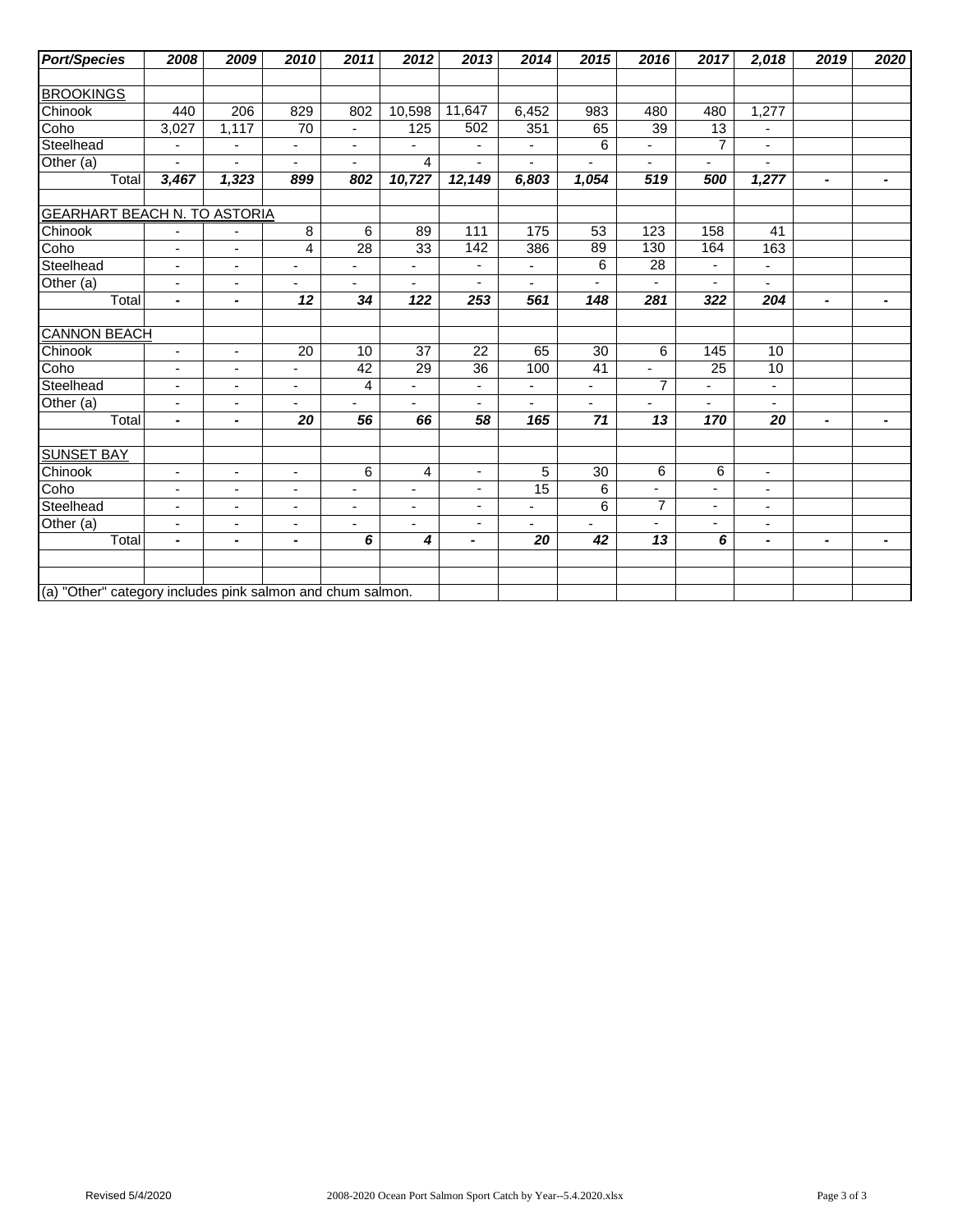| Port/Species | 2008 | 2009 | 2010 | 2011 | 2012 | 2013 | 2014 | 2015 | 2016 | 2017 | 2,018 | 2019 | 2020 |
|---|---|---|---|---|---|---|---|---|---|---|---|---|---|
| | | | | | | | | | | | | | |
| BROOKINGS | | | | | | | | | | | | | |
| Chinook | 440 | 206 | 829 | 802 | 10,598 | 11,647 | 6,452 | 983 | 480 | 480 | 1,277 | | |
| Coho | 3,027 | 1,117 | 70 | - | 125 | 502 | 351 | 65 | 39 | 13 | - | | |
| Steelhead | - | - | - | - | - | - | - | 6 | - | 7 | - | | |
| Other (a) | - | - | - | - | 4 | - | - | - | - | - | - | | |
| Total | *3,467* | *1,323* | *899* | *802* | *10,727* | *12,149* | *6,803* | *1,054* | *519* | *500* | *1,277* | *-* | *-* |
| | | | | | | | | | | | | | |
| GEARHART BEACH N. TO ASTORIA | | | | | | | | | | | | | |
| Chinook | - | - | 8 | 6 | 89 | 111 | 175 | 53 | 123 | 158 | 41 | | |
| Coho | - | - | 4 | 28 | 33 | 142 | 386 | 89 | 130 | 164 | 163 | | |
| Steelhead | - | - | - | - | - | - | - | 6 | 28 | - | - | | |
| Other (a) | - | - | - | - | - | - | - | - | - | - | - | | |
| Total | *-* | *-* | *12* | *34* | *122* | *253* | *561* | *148* | *281* | *322* | *204* | *-* | *-* |
| | | | | | | | | | | | | | |
| CANNON BEACH | | | | | | | | | | | | | |
| Chinook | - | - | 20 | 10 | 37 | 22 | 65 | 30 | 6 | 145 | 10 | | |
| Coho | - | - | - | 42 | 29 | 36 | 100 | 41 | - | 25 | 10 | | |
| Steelhead | - | - | - | 4 | - | - | - | - | 7 | - | - | | |
| Other (a) | - | - | - | - | - | - | - | - | - | - | - | | |
| Total | *-* | *-* | *20* | *56* | *66* | *58* | *165* | *71* | *13* | *170* | *20* | *-* | *-* |
| | | | | | | | | | | | | | |
| SUNSET BAY | | | | | | | | | | | | | |
| Chinook | - | - | - | 6 | 4 | - | 5 | 30 | 6 | 6 | - | | |
| Coho | - | - | - | - | - | - | 15 | 6 | - | - | - | | |
| Steelhead | - | - | - | - | - | - | - | 6 | 7 | - | - | | |
| Other (a) | - | - | - | - | - | - | - | - | - | - | - | | |
| Total | *-* | *-* | *-* | *6* | *4* | *-* | *20* | *42* | *13* | *6* | *-* | *-* | *-* |

(a) "Other" category includes pink salmon and chum salmon.

Revised 5/4/2020 2008-2020 Ocean Port Salmon Sport Catch by Year--5.4.2020.xlsx